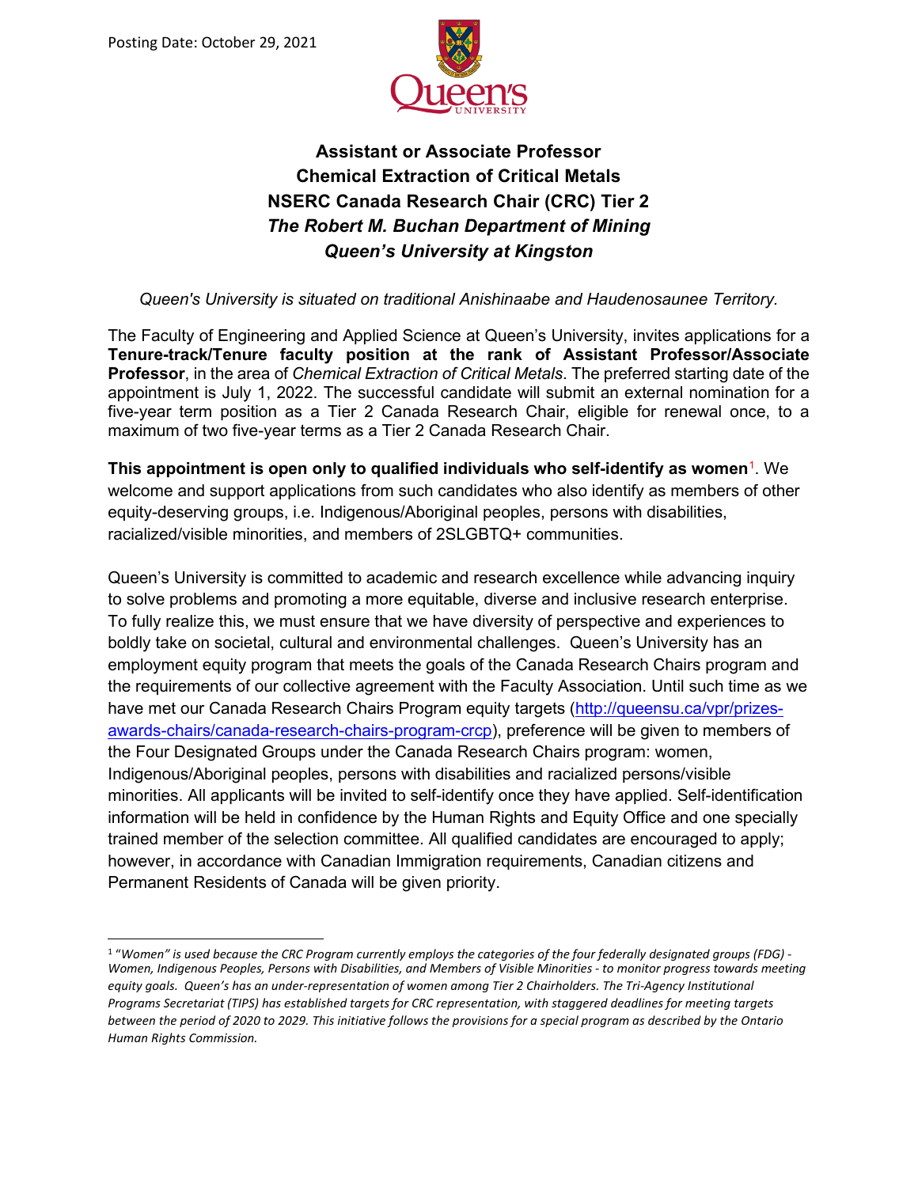Posting Date: October 29, 2021

# Assistant or Associate Professor
# Chemical Extraction of Critical Metals
# NSERC Canada Research Chair (CRC) Tier 2
# *The Robert M. Buchan Department of Mining*
# *Queen's University at Kingston*

*Queen's University is situated on traditional Anishinaabe and Haudenosaunee Territory.*

The Faculty of Engineering and Applied Science at Queen's University, invites applications for a **Tenure-track/Tenure faculty position at the rank of Assistant Professor/Associate Professor**, in the area of *Chemical Extraction of Critical Metals*. The preferred starting date of the appointment is July 1, 2022. The successful candidate will submit an external nomination for a five-year term position as a Tier 2 Canada Research Chair, eligible for renewal once, to a maximum of two five-year terms as a Tier 2 Canada Research Chair.

**This appointment is open only to qualified individuals who self-identify as women**[1]. We welcome and support applications from such candidates who also identify as members of other equity-deserving groups, i.e. Indigenous/Aboriginal peoples, persons with disabilities, racialized/visible minorities, and members of 2SLGBTQ+ communities.

Queen's University is committed to academic and research excellence while advancing inquiry to solve problems and promoting a more equitable, diverse and inclusive research enterprise. To fully realize this, we must ensure that we have diversity of perspective and experiences to boldly take on societal, cultural and environmental challenges. Queen's University has an employment equity program that meets the goals of the Canada Research Chairs program and the requirements of our collective agreement with the Faculty Association. Until such time as we have met our Canada Research Chairs Program equity targets (http://queensu.ca/vpr/prizes-awards-chairs/canada-research-chairs-program-crcp), preference will be given to members of the Four Designated Groups under the Canada Research Chairs program: women, Indigenous/Aboriginal peoples, persons with disabilities and racialized persons/visible minorities. All applicants will be invited to self-identify once they have applied. Self-identification information will be held in confidence by the Human Rights and Equity Office and one specially trained member of the selection committee. All qualified candidates are encouraged to apply; however, in accordance with Canadian Immigration requirements, Canadian citizens and Permanent Residents of Canada will be given priority.

---

[1] *"Women" is used because the CRC Program currently employs the categories of the four federally designated groups (FDG) - Women, Indigenous Peoples, Persons with Disabilities, and Members of Visible Minorities - to monitor progress towards meeting equity goals. Queen's has an under-representation of women among Tier 2 Chairholders. The Tri-Agency Institutional Programs Secretariat (TIPS) has established targets for CRC representation, with staggered deadlines for meeting targets between the period of 2020 to 2029. This initiative follows the provisions for a special program as described by the Ontario Human Rights Commission.*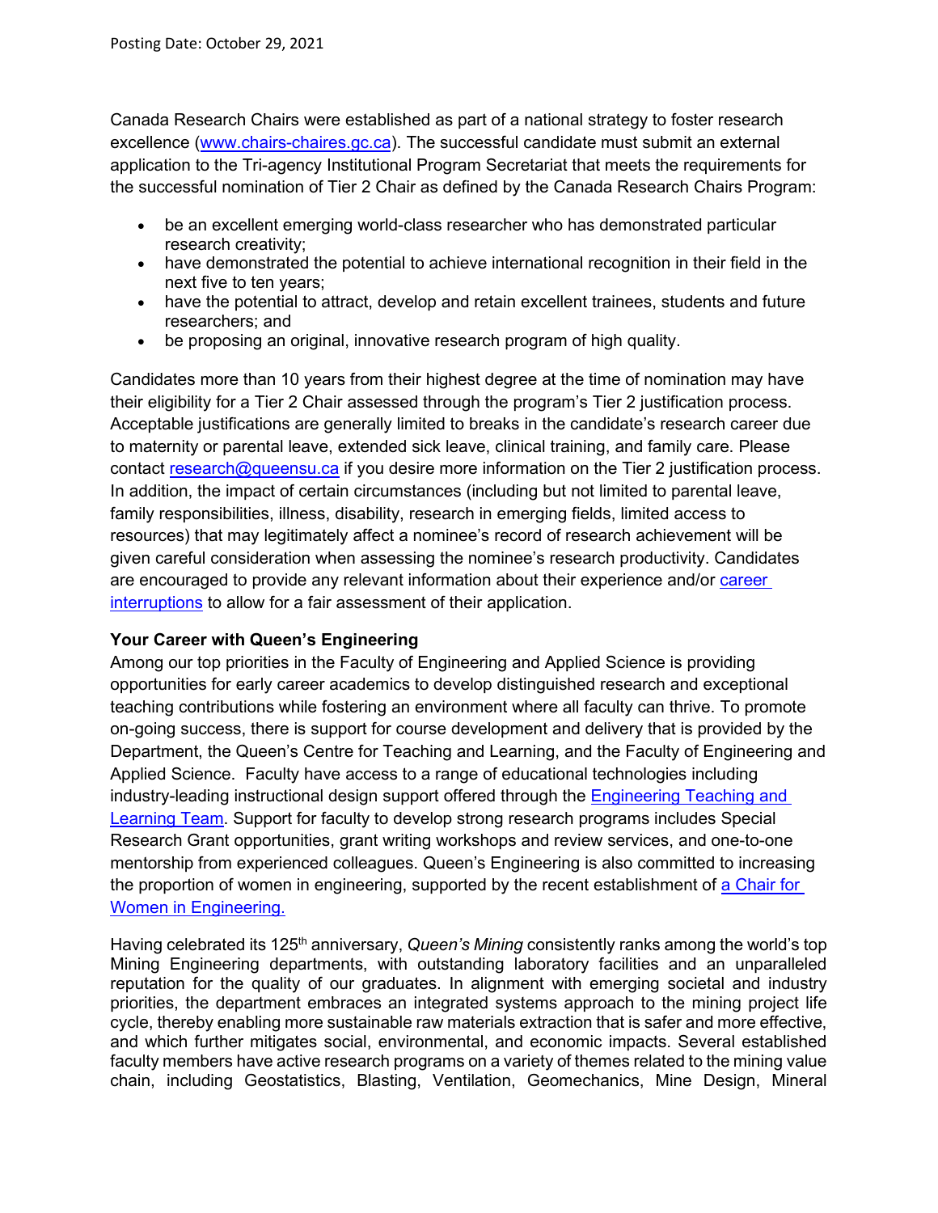Posting Date: October 29, 2021

Canada Research Chairs were established as part of a national strategy to foster research excellence ([www.chairs-chaires.gc.ca](www.chairs-chaires.gc.ca)). The successful candidate must submit an external application to the Tri-agency Institutional Program Secretariat that meets the requirements for the successful nomination of Tier 2 Chair as defined by the Canada Research Chairs Program:

- be an excellent emerging world-class researcher who has demonstrated particular research creativity;
- have demonstrated the potential to achieve international recognition in their field in the next five to ten years;
- have the potential to attract, develop and retain excellent trainees, students and future researchers; and
- be proposing an original, innovative research program of high quality.

Candidates more than 10 years from their highest degree at the time of nomination may have their eligibility for a Tier 2 Chair assessed through the program's Tier 2 justification process. Acceptable justifications are generally limited to breaks in the candidate's research career due to maternity or parental leave, extended sick leave, clinical training, and family care. Please contact research@queensu.ca if you desire more information on the Tier 2 justification process. In addition, the impact of certain circumstances (including but not limited to parental leave, family responsibilities, illness, disability, research in emerging fields, limited access to resources) that may legitimately affect a nominee's record of research achievement will be given careful consideration when assessing the nominee's research productivity. Candidates are encouraged to provide any relevant information about their experience and/or career interruptions to allow for a fair assessment of their application.

**Your Career with Queen's Engineering**

Among our top priorities in the Faculty of Engineering and Applied Science is providing opportunities for early career academics to develop distinguished research and exceptional teaching contributions while fostering an environment where all faculty can thrive. To promote on-going success, there is support for course development and delivery that is provided by the Department, the Queen's Centre for Teaching and Learning, and the Faculty of Engineering and Applied Science. Faculty have access to a range of educational technologies including industry-leading instructional design support offered through the Engineering Teaching and Learning Team. Support for faculty to develop strong research programs includes Special Research Grant opportunities, grant writing workshops and review services, and one-to-one mentorship from experienced colleagues. Queen's Engineering is also committed to increasing the proportion of women in engineering, supported by the recent establishment of a Chair for Women in Engineering.

Having celebrated its 125th anniversary, *Queen's Mining* consistently ranks among the world's top Mining Engineering departments, with outstanding laboratory facilities and an unparalleled reputation for the quality of our graduates. In alignment with emerging societal and industry priorities, the department embraces an integrated systems approach to the mining project life cycle, thereby enabling more sustainable raw materials extraction that is safer and more effective, and which further mitigates social, environmental, and economic impacts. Several established faculty members have active research programs on a variety of themes related to the mining value chain, including Geostatistics, Blasting, Ventilation, Geomechanics, Mine Design, Mineral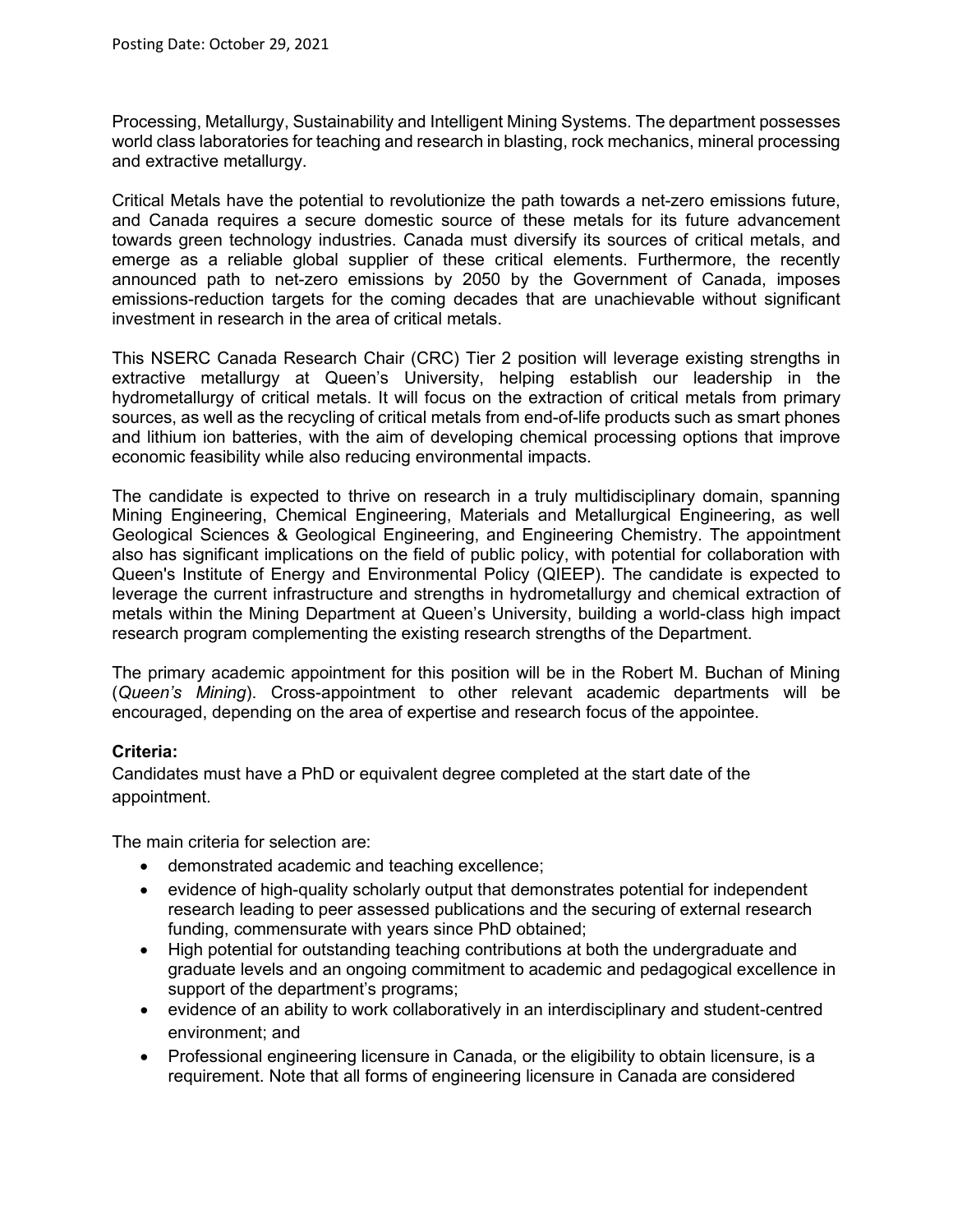Processing, Metallurgy, Sustainability and Intelligent Mining Systems. The department possesses world class laboratories for teaching and research in blasting, rock mechanics, mineral processing and extractive metallurgy.

Critical Metals have the potential to revolutionize the path towards a net-zero emissions future, and Canada requires a secure domestic source of these metals for its future advancement towards green technology industries. Canada must diversify its sources of critical metals, and emerge as a reliable global supplier of these critical elements. Furthermore, the recently announced path to net-zero emissions by 2050 by the Government of Canada, imposes emissions-reduction targets for the coming decades that are unachievable without significant investment in research in the area of critical metals.

This NSERC Canada Research Chair (CRC) Tier 2 position will leverage existing strengths in extractive metallurgy at Queen's University, helping establish our leadership in the hydrometallurgy of critical metals. It will focus on the extraction of critical metals from primary sources, as well as the recycling of critical metals from end-of-life products such as smart phones and lithium ion batteries, with the aim of developing chemical processing options that improve economic feasibility while also reducing environmental impacts.

The candidate is expected to thrive on research in a truly multidisciplinary domain, spanning Mining Engineering, Chemical Engineering, Materials and Metallurgical Engineering, as well Geological Sciences & Geological Engineering, and Engineering Chemistry. The appointment also has significant implications on the field of public policy, with potential for collaboration with Queen's Institute of Energy and Environmental Policy (QIEEP). The candidate is expected to leverage the current infrastructure and strengths in hydrometallurgy and chemical extraction of metals within the Mining Department at Queen's University, building a world-class high impact research program complementing the existing research strengths of the Department.

The primary academic appointment for this position will be in the Robert M. Buchan of Mining (*Queen's Mining*). Cross-appointment to other relevant academic departments will be encouraged, depending on the area of expertise and research focus of the appointee.

**Criteria:**

Candidates must have a PhD or equivalent degree completed at the start date of the appointment.

The main criteria for selection are:

- demonstrated academic and teaching excellence;
- evidence of high-quality scholarly output that demonstrates potential for independent research leading to peer assessed publications and the securing of external research funding, commensurate with years since PhD obtained;
- High potential for outstanding teaching contributions at both the undergraduate and graduate levels and an ongoing commitment to academic and pedagogical excellence in support of the department's programs;
- evidence of an ability to work collaboratively in an interdisciplinary and student-centred environment; and
- Professional engineering licensure in Canada, or the eligibility to obtain licensure, is a requirement. Note that all forms of engineering licensure in Canada are considered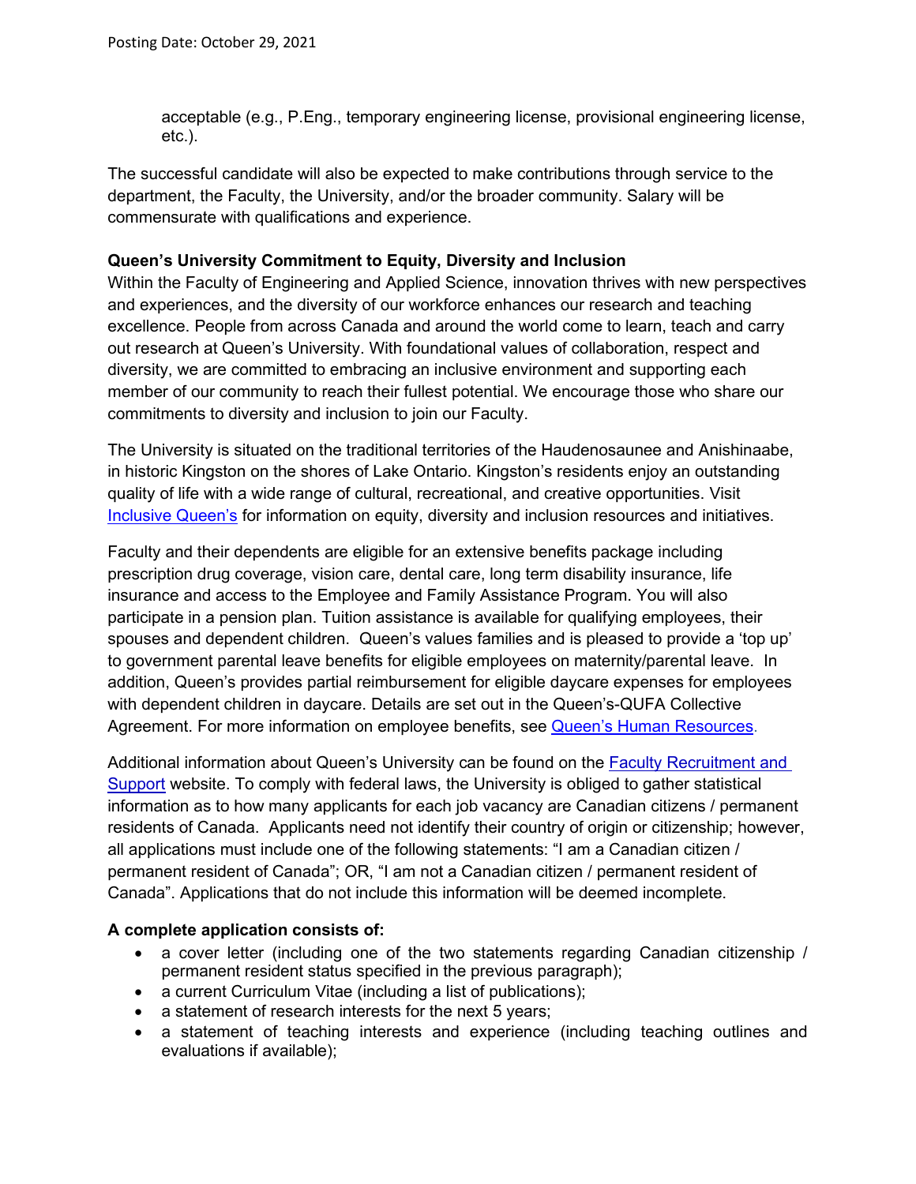acceptable (e.g., P.Eng., temporary engineering license, provisional engineering license, etc.).

The successful candidate will also be expected to make contributions through service to the department, the Faculty, the University, and/or the broader community. Salary will be commensurate with qualifications and experience.

**Queen's University Commitment to Equity, Diversity and Inclusion**

Within the Faculty of Engineering and Applied Science, innovation thrives with new perspectives and experiences, and the diversity of our workforce enhances our research and teaching excellence. People from across Canada and around the world come to learn, teach and carry out research at Queen's University. With foundational values of collaboration, respect and diversity, we are committed to embracing an inclusive environment and supporting each member of our community to reach their fullest potential. We encourage those who share our commitments to diversity and inclusion to join our Faculty.

The University is situated on the traditional territories of the Haudenosaunee and Anishinaabe, in historic Kingston on the shores of Lake Ontario. Kingston's residents enjoy an outstanding quality of life with a wide range of cultural, recreational, and creative opportunities. Visit Inclusive Queen's for information on equity, diversity and inclusion resources and initiatives.

Faculty and their dependents are eligible for an extensive benefits package including prescription drug coverage, vision care, dental care, long term disability insurance, life insurance and access to the Employee and Family Assistance Program. You will also participate in a pension plan. Tuition assistance is available for qualifying employees, their spouses and dependent children. Queen's values families and is pleased to provide a 'top up' to government parental leave benefits for eligible employees on maternity/parental leave. In addition, Queen's provides partial reimbursement for eligible daycare expenses for employees with dependent children in daycare. Details are set out in the Queen's-QUFA Collective Agreement. For more information on employee benefits, see Queen's Human Resources.

Additional information about Queen's University can be found on the Faculty Recruitment and Support website. To comply with federal laws, the University is obliged to gather statistical information as to how many applicants for each job vacancy are Canadian citizens / permanent residents of Canada. Applicants need not identify their country of origin or citizenship; however, all applications must include one of the following statements: "I am a Canadian citizen / permanent resident of Canada"; OR, "I am not a Canadian citizen / permanent resident of Canada". Applications that do not include this information will be deemed incomplete.

**A complete application consists of:**

- a cover letter (including one of the two statements regarding Canadian citizenship / permanent resident status specified in the previous paragraph);
- a current Curriculum Vitae (including a list of publications);
- a statement of research interests for the next 5 years;
- a statement of teaching interests and experience (including teaching outlines and evaluations if available);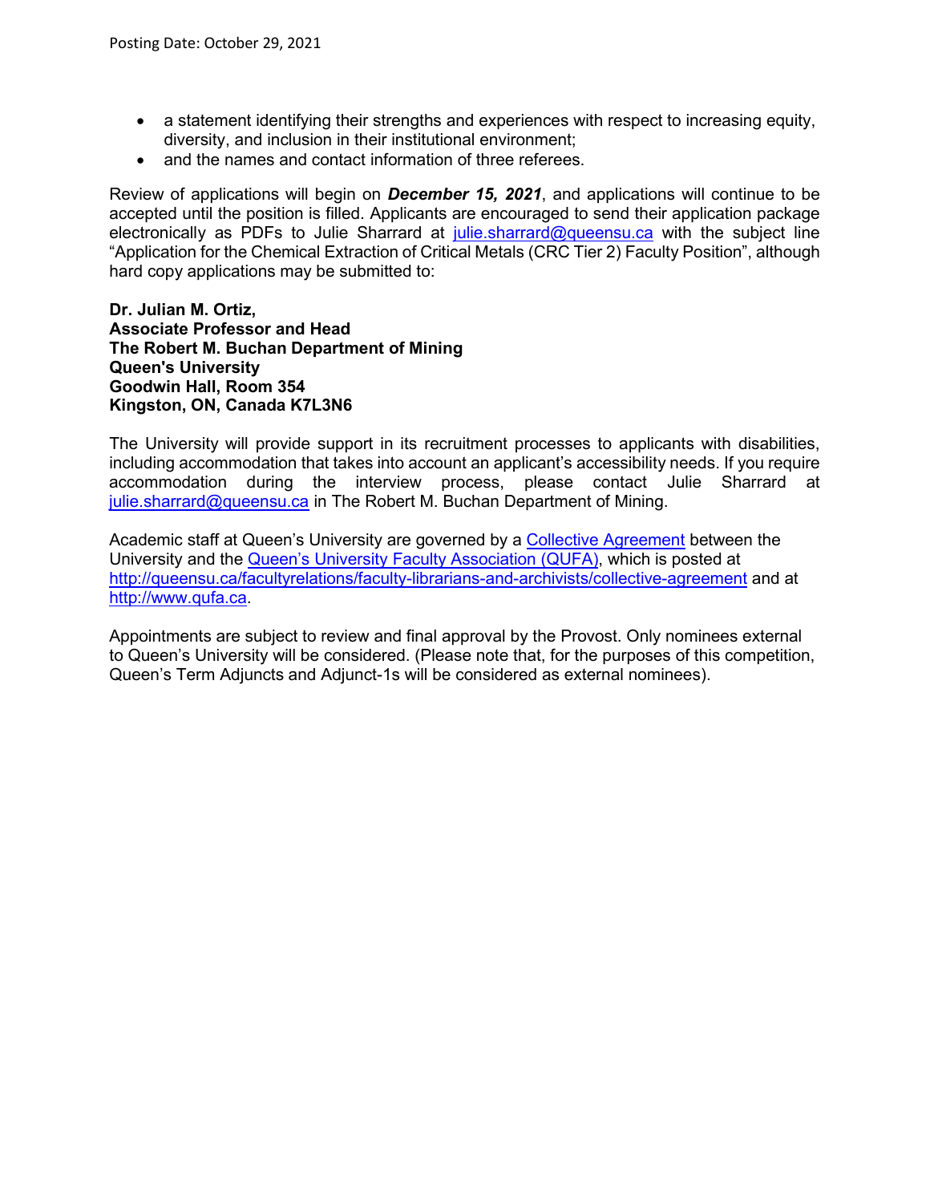- a statement identifying their strengths and experiences with respect to increasing equity, diversity, and inclusion in their institutional environment;
- and the names and contact information of three referees.

Review of applications will begin on ***December 15, 2021***, and applications will continue to be accepted until the position is filled. Applicants are encouraged to send their application package electronically as PDFs to Julie Sharrard at julie.sharrard@queensu.ca with the subject line "Application for the Chemical Extraction of Critical Metals (CRC Tier 2) Faculty Position", although hard copy applications may be submitted to:

**Dr. Julian M. Ortiz,**
**Associate Professor and Head**
**The Robert M. Buchan Department of Mining**
**Queen's University**
**Goodwin Hall, Room 354**
**Kingston, ON, Canada K7L3N6**

The University will provide support in its recruitment processes to applicants with disabilities, including accommodation that takes into account an applicant's accessibility needs. If you require accommodation during the interview process, please contact Julie Sharrard at julie.sharrard@queensu.ca in The Robert M. Buchan Department of Mining.

Academic staff at Queen's University are governed by a Collective Agreement between the University and the Queen's University Faculty Association (QUFA), which is posted at http://queensu.ca/facultyrelations/faculty-librarians-and-archivists/collective-agreement and at http://www.qufa.ca.

Appointments are subject to review and final approval by the Provost. Only nominees external to Queen's University will be considered. (Please note that, for the purposes of this competition, Queen's Term Adjuncts and Adjunct-1s will be considered as external nominees).